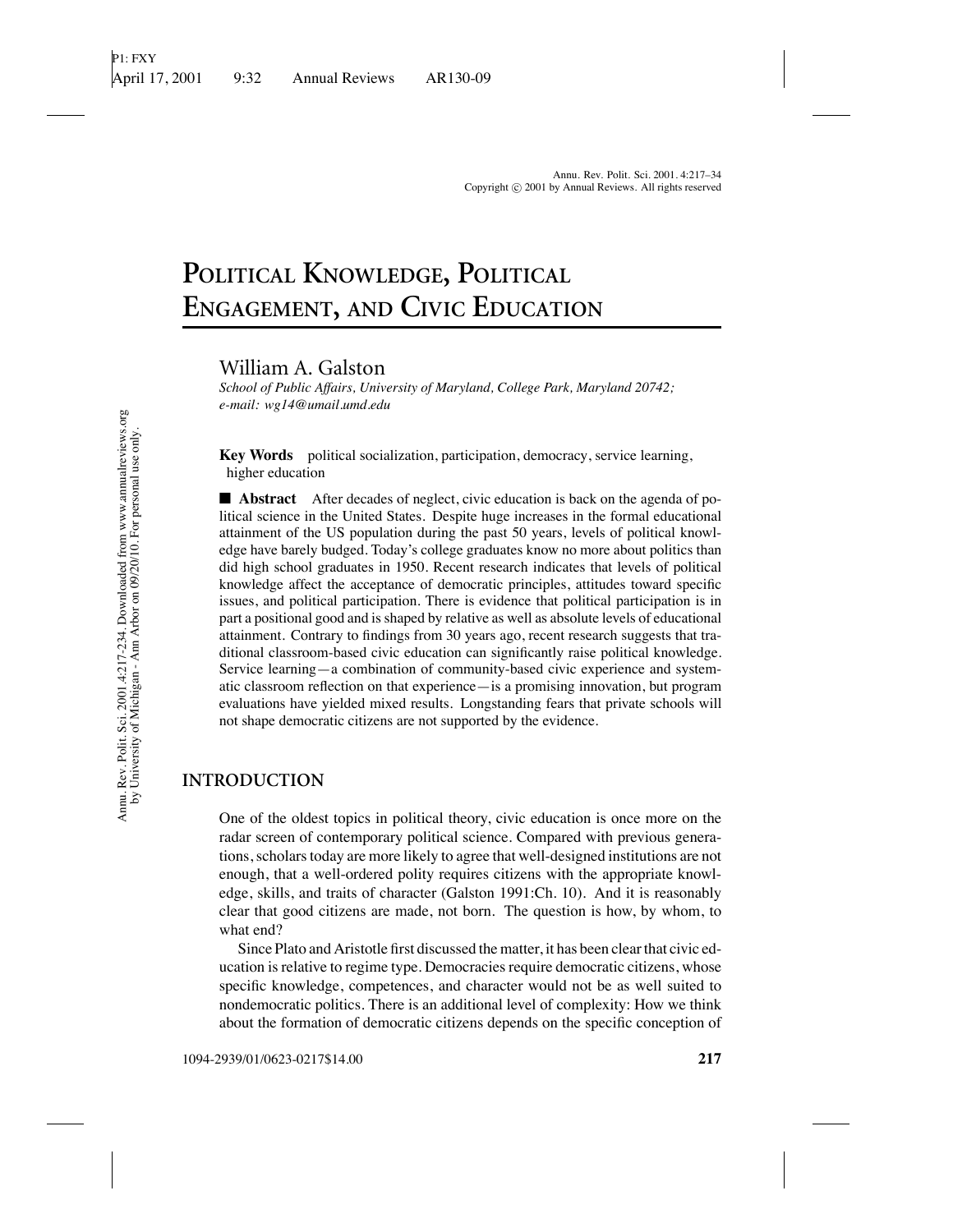# POLITICAL KNOWLEDGE, POLITICAL ENGAGEMENT, AND CIVIC EDUCATION

William A. Galston

*School of Public Affairs, University of Maryland, College Park, Maryland 20742; e-mail: wg14@umail.umd.edu*

**Key Words** political socialization, participation, democracy, service learning, higher education

■ **Abstract** After decades of neglect, civic education is back on the agenda of political science in the United States. Despite huge increases in the formal educational attainment of the US population during the past 50 years, levels of political knowledge have barely budged. Today's college graduates know no more about politics than did high school graduates in 1950. Recent research indicates that levels of political knowledge affect the acceptance of democratic principles, attitudes toward specific issues, and political participation. There is evidence that political participation is in part a positional good and is shaped by relative as well as absolute levels of educational attainment. Contrary to findings from 30 years ago, recent research suggests that traditional classroom-based civic education can significantly raise political knowledge. Service learning—a combination of community-based civic experience and systematic classroom reflection on that experience—is a promising innovation, but program evaluations have yielded mixed results. Longstanding fears that private schools will not shape democratic citizens are not supported by the evidence.

## INTRODUCTION

One of the oldest topics in political theory, civic education is once more on the radar screen of contemporary political science. Compared with previous generations, scholars today are more likely to agree that well-designed institutions are not enough, that a well-ordered polity requires citizens with the appropriate knowledge, skills, and traits of character (Galston 1991:Ch. 10). And it is reasonably clear that good citizens are made, not born. The question is how, by whom, to what end?

Since Plato and Aristotle first discussed the matter, it has been clear that civic education is relative to regime type. Democracies require democratic citizens, whose specific knowledge, competences, and character would not be as well suited to nondemocratic politics. There is an additional level of complexity: How we think about the formation of democratic citizens depends on the specific conception of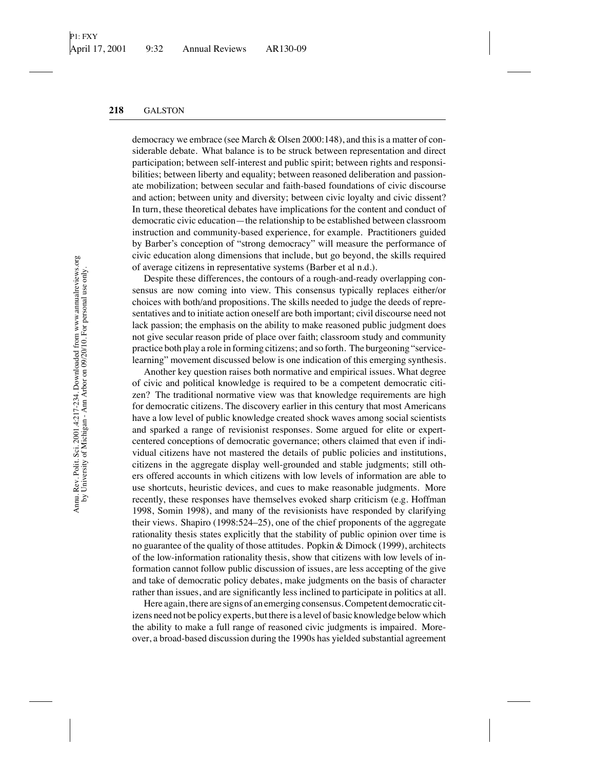democracy we embrace (see March & Olsen 2000:148), and this is a matter of considerable debate. What balance is to be struck between representation and direct participation; between self-interest and public spirit; between rights and responsibilities; between liberty and equality; between reasoned deliberation and passionate mobilization; between secular and faith-based foundations of civic discourse and action; between unity and diversity; between civic loyalty and civic dissent? In turn, these theoretical debates have implications for the content and conduct of democratic civic education—the relationship to be established between classroom instruction and community-based experience, for example. Practitioners guided by Barber's conception of "strong democracy" will measure the performance of civic education along dimensions that include, but go beyond, the skills required of average citizens in representative systems (Barber et al n.d.).

Despite these differences, the contours of a rough-and-ready overlapping consensus are now coming into view. This consensus typically replaces either/or choices with both/and propositions. The skills needed to judge the deeds of representatives and to initiate action oneself are both important; civil discourse need not lack passion; the emphasis on the ability to make reasoned public judgment does not give secular reason pride of place over faith; classroom study and community practice both play a role in forming citizens; and so forth. The burgeoning "service-learning" movement discussed below is one indication of this emerging synthesis.

Another key question raises both normative and empirical issues. What degree of civic and political knowledge is required to be a competent democratic citizen? The traditional normative view was that knowledge requirements are high for democratic citizens. The discovery earlier in this century that most Americans have a low level of public knowledge created shock waves among social scientists and sparked a range of revisionist responses. Some argued for elite or expert-centered conceptions of democratic governance; others claimed that even if individual citizens have not mastered the details of public policies and institutions, citizens in the aggregate display well-grounded and stable judgments; still others offered accounts in which citizens with low levels of information are able to use shortcuts, heuristic devices, and cues to make reasonable judgments. More recently, these responses have themselves evoked sharp criticism (e.g. Hoffman 1998, Somin 1998), and many of the revisionists have responded by clarifying their views. Shapiro (1998:524–25), one of the chief proponents of the aggregate rationality thesis states explicitly that the stability of public opinion over time is no guarantee of the quality of those attitudes. Popkin & Dimock (1999), architects of the low-information rationality thesis, show that citizens with low levels of information cannot follow public discussion of issues, are less accepting of the give and take of democratic policy debates, make judgments on the basis of character rather than issues, and are significantly less inclined to participate in politics at all.

Here again, there are signs of an emerging consensus. Competent democratic citizens need not be policy experts, but there is a level of basic knowledge below which the ability to make a full range of reasoned civic judgments is impaired. Moreover, a broad-based discussion during the 1990s has yielded substantial agreement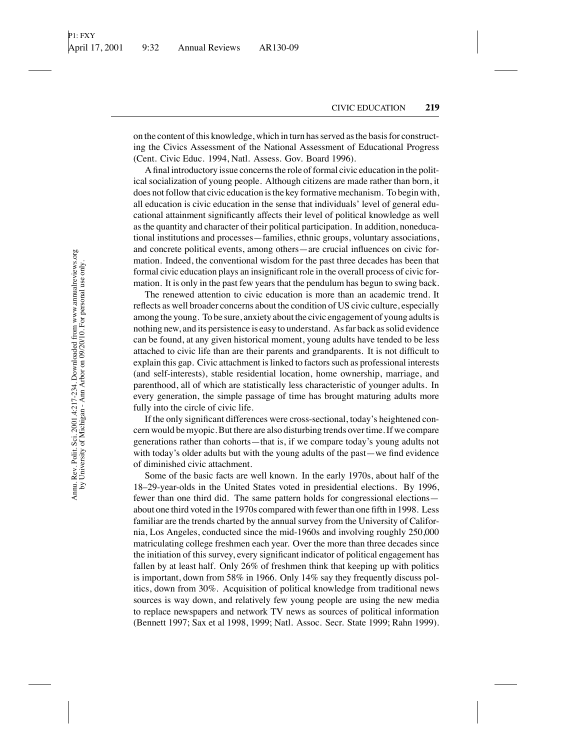on the content of this knowledge, which in turn has served as the basis for constructing the Civics Assessment of the National Assessment of Educational Progress (Cent. Civic Educ. 1994, Natl. Assess. Gov. Board 1996).

A final introductory issue concerns the role of formal civic education in the political socialization of young people. Although citizens are made rather than born, it does not follow that civic education is the key formative mechanism. To begin with, all education is civic education in the sense that individuals' level of general educational attainment significantly affects their level of political knowledge as well as the quantity and character of their political participation. In addition, noneducational institutions and processes—families, ethnic groups, voluntary associations, and concrete political events, among others—are crucial influences on civic formation. Indeed, the conventional wisdom for the past three decades has been that formal civic education plays an insignificant role in the overall process of civic formation. It is only in the past few years that the pendulum has begun to swing back.

The renewed attention to civic education is more than an academic trend. It reflects as well broader concerns about the condition of US civic culture, especially among the young. To be sure, anxiety about the civic engagement of young adults is nothing new, and its persistence is easy to understand. As far back as solid evidence can be found, at any given historical moment, young adults have tended to be less attached to civic life than are their parents and grandparents. It is not difficult to explain this gap. Civic attachment is linked to factors such as professional interests (and self-interests), stable residential location, home ownership, marriage, and parenthood, all of which are statistically less characteristic of younger adults. In every generation, the simple passage of time has brought maturing adults more fully into the circle of civic life.

If the only significant differences were cross-sectional, today's heightened concern would be myopic. But there are also disturbing trends over time. If we compare generations rather than cohorts—that is, if we compare today's young adults not with today's older adults but with the young adults of the past—we find evidence of diminished civic attachment.

Some of the basic facts are well known. In the early 1970s, about half of the 18–29-year-olds in the United States voted in presidential elections. By 1996, fewer than one third did. The same pattern holds for congressional elections—about one third voted in the 1970s compared with fewer than one fifth in 1998. Less familiar are the trends charted by the annual survey from the University of California, Los Angeles, conducted since the mid-1960s and involving roughly 250,000 matriculating college freshmen each year. Over the more than three decades since the initiation of this survey, every significant indicator of political engagement has fallen by at least half. Only 26% of freshmen think that keeping up with politics is important, down from 58% in 1966. Only 14% say they frequently discuss politics, down from 30%. Acquisition of political knowledge from traditional news sources is way down, and relatively few young people are using the new media to replace newspapers and network TV news as sources of political information (Bennett 1997; Sax et al 1998, 1999; Natl. Assoc. Secr. State 1999; Rahn 1999).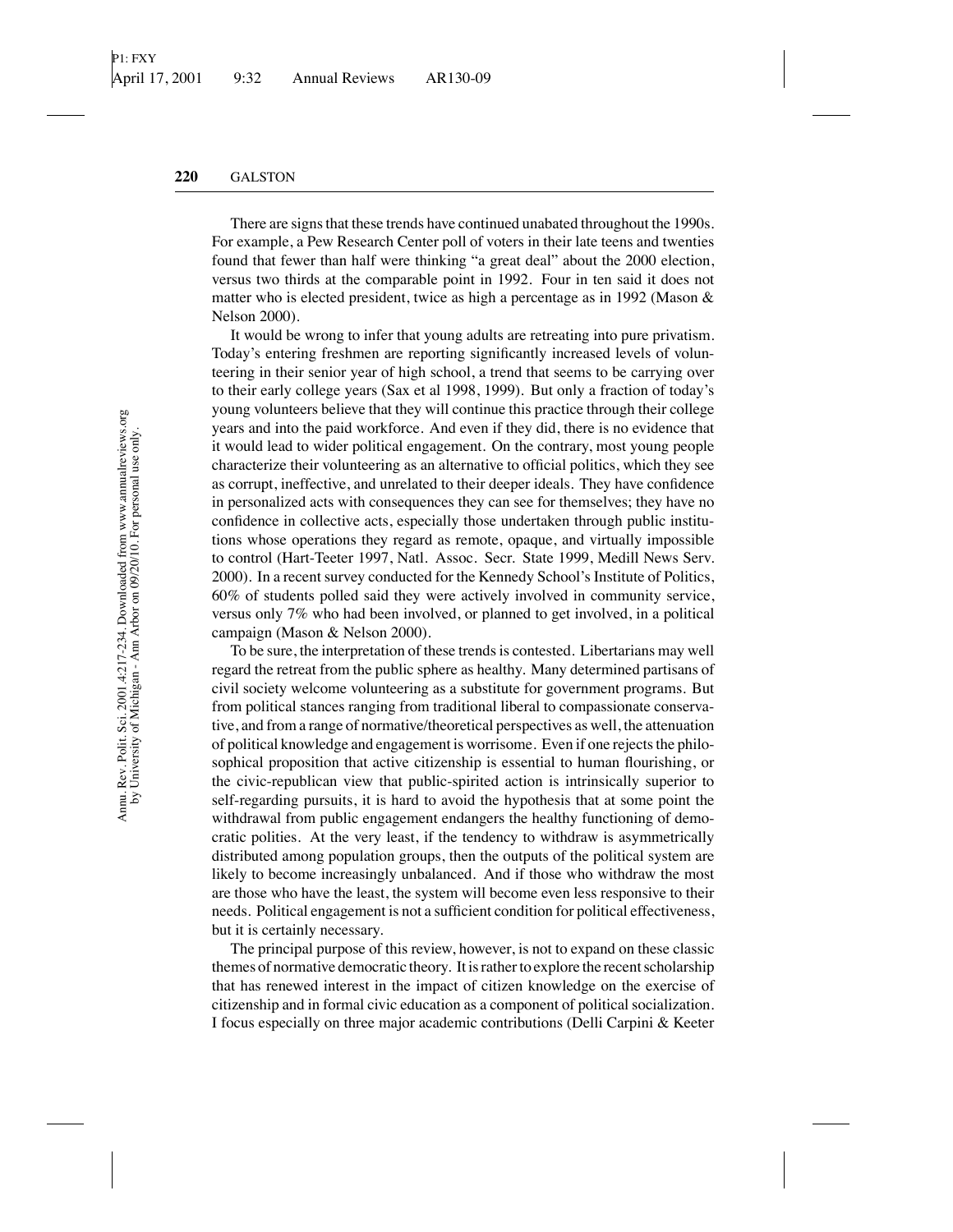There are signs that these trends have continued unabated throughout the 1990s. For example, a Pew Research Center poll of voters in their late teens and twenties found that fewer than half were thinking "a great deal" about the 2000 election, versus two thirds at the comparable point in 1992. Four in ten said it does not matter who is elected president, twice as high a percentage as in 1992 (Mason & Nelson 2000).

It would be wrong to infer that young adults are retreating into pure privatism. Today's entering freshmen are reporting significantly increased levels of volunteering in their senior year of high school, a trend that seems to be carrying over to their early college years (Sax et al 1998, 1999). But only a fraction of today's young volunteers believe that they will continue this practice through their college years and into the paid workforce. And even if they did, there is no evidence that it would lead to wider political engagement. On the contrary, most young people characterize their volunteering as an alternative to official politics, which they see as corrupt, ineffective, and unrelated to their deeper ideals. They have confidence in personalized acts with consequences they can see for themselves; they have no confidence in collective acts, especially those undertaken through public institutions whose operations they regard as remote, opaque, and virtually impossible to control (Hart-Teeter 1997, Natl. Assoc. Secr. State 1999, Medill News Serv. 2000). In a recent survey conducted for the Kennedy School's Institute of Politics, 60% of students polled said they were actively involved in community service, versus only 7% who had been involved, or planned to get involved, in a political campaign (Mason & Nelson 2000).

To be sure, the interpretation of these trends is contested. Libertarians may well regard the retreat from the public sphere as healthy. Many determined partisans of civil society welcome volunteering as a substitute for government programs. But from political stances ranging from traditional liberal to compassionate conservative, and from a range of normative/theoretical perspectives as well, the attenuation of political knowledge and engagement is worrisome. Even if one rejects the philosophical proposition that active citizenship is essential to human flourishing, or the civic-republican view that public-spirited action is intrinsically superior to self-regarding pursuits, it is hard to avoid the hypothesis that at some point the withdrawal from public engagement endangers the healthy functioning of democratic polities. At the very least, if the tendency to withdraw is asymmetrically distributed among population groups, then the outputs of the political system are likely to become increasingly unbalanced. And if those who withdraw the most are those who have the least, the system will become even less responsive to their needs. Political engagement is not a sufficient condition for political effectiveness, but it is certainly necessary.

The principal purpose of this review, however, is not to expand on these classic themes of normative democratic theory. It is rather to explore the recent scholarship that has renewed interest in the impact of citizen knowledge on the exercise of citizenship and in formal civic education as a component of political socialization. I focus especially on three major academic contributions (Delli Carpini & Keeter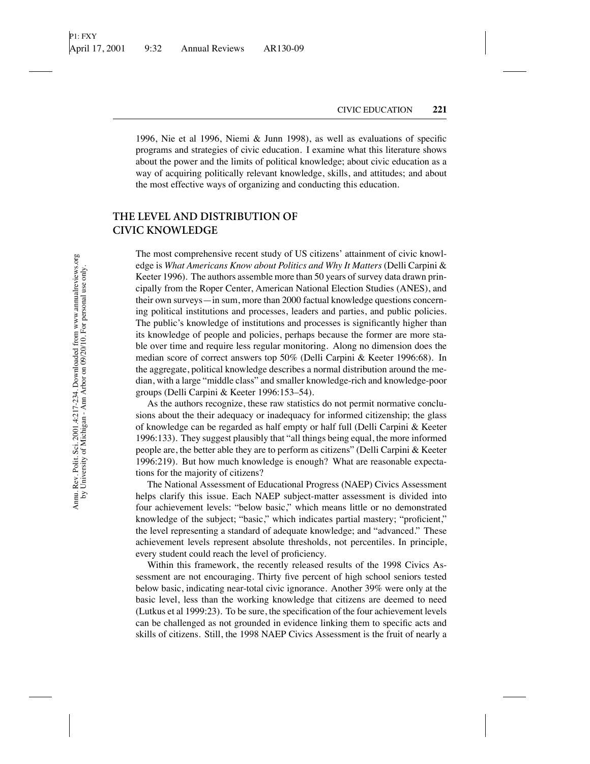1996, Nie et al 1996, Niemi & Junn 1998), as well as evaluations of specific programs and strategies of civic education. I examine what this literature shows about the power and the limits of political knowledge; about civic education as a way of acquiring politically relevant knowledge, skills, and attitudes; and about the most effective ways of organizing and conducting this education.

## THE LEVEL AND DISTRIBUTION OF CIVIC KNOWLEDGE

The most comprehensive recent study of US citizens' attainment of civic knowledge is *What Americans Know about Politics and Why It Matters* (Delli Carpini & Keeter 1996). The authors assemble more than 50 years of survey data drawn principally from the Roper Center, American National Election Studies (ANES), and their own surveys—in sum, more than 2000 factual knowledge questions concerning political institutions and processes, leaders and parties, and public policies. The public's knowledge of institutions and processes is significantly higher than its knowledge of people and policies, perhaps because the former are more stable over time and require less regular monitoring. Along no dimension does the median score of correct answers top 50% (Delli Carpini & Keeter 1996:68). In the aggregate, political knowledge describes a normal distribution around the median, with a large "middle class" and smaller knowledge-rich and knowledge-poor groups (Delli Carpini & Keeter 1996:153–54).

As the authors recognize, these raw statistics do not permit normative conclusions about the their adequacy or inadequacy for informed citizenship; the glass of knowledge can be regarded as half empty or half full (Delli Carpini & Keeter 1996:133). They suggest plausibly that "all things being equal, the more informed people are, the better able they are to perform as citizens" (Delli Carpini & Keeter 1996:219). But how much knowledge is enough? What are reasonable expectations for the majority of citizens?

The National Assessment of Educational Progress (NAEP) Civics Assessment helps clarify this issue. Each NAEP subject-matter assessment is divided into four achievement levels: "below basic," which means little or no demonstrated knowledge of the subject; "basic," which indicates partial mastery; "proficient," the level representing a standard of adequate knowledge; and "advanced." These achievement levels represent absolute thresholds, not percentiles. In principle, every student could reach the level of proficiency.

Within this framework, the recently released results of the 1998 Civics Assessment are not encouraging. Thirty five percent of high school seniors tested below basic, indicating near-total civic ignorance. Another 39% were only at the basic level, less than the working knowledge that citizens are deemed to need (Lutkus et al 1999:23). To be sure, the specification of the four achievement levels can be challenged as not grounded in evidence linking them to specific acts and skills of citizens. Still, the 1998 NAEP Civics Assessment is the fruit of nearly a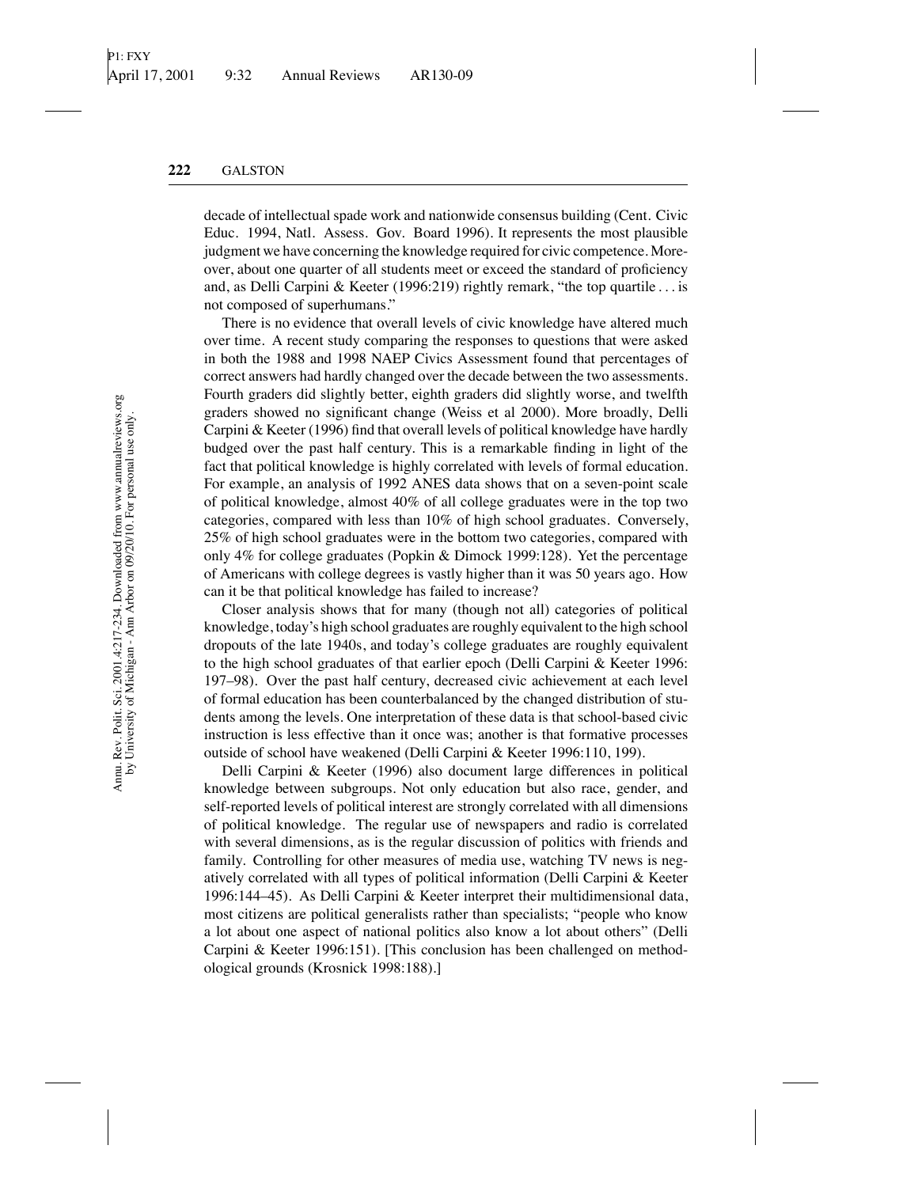decade of intellectual spade work and nationwide consensus building (Cent. Civic Educ. 1994, Natl. Assess. Gov. Board 1996). It represents the most plausible judgment we have concerning the knowledge required for civic competence. Moreover, about one quarter of all students meet or exceed the standard of proficiency and, as Delli Carpini & Keeter (1996:219) rightly remark, "the top quartile . . . is not composed of superhumans."

There is no evidence that overall levels of civic knowledge have altered much over time. A recent study comparing the responses to questions that were asked in both the 1988 and 1998 NAEP Civics Assessment found that percentages of correct answers had hardly changed over the decade between the two assessments. Fourth graders did slightly better, eighth graders did slightly worse, and twelfth graders showed no significant change (Weiss et al 2000). More broadly, Delli Carpini & Keeter (1996) find that overall levels of political knowledge have hardly budged over the past half century. This is a remarkable finding in light of the fact that political knowledge is highly correlated with levels of formal education. For example, an analysis of 1992 ANES data shows that on a seven-point scale of political knowledge, almost 40% of all college graduates were in the top two categories, compared with less than 10% of high school graduates. Conversely, 25% of high school graduates were in the bottom two categories, compared with only 4% for college graduates (Popkin & Dimock 1999:128). Yet the percentage of Americans with college degrees is vastly higher than it was 50 years ago. How can it be that political knowledge has failed to increase?

Closer analysis shows that for many (though not all) categories of political knowledge, today's high school graduates are roughly equivalent to the high school dropouts of the late 1940s, and today's college graduates are roughly equivalent to the high school graduates of that earlier epoch (Delli Carpini & Keeter 1996: 197–98). Over the past half century, decreased civic achievement at each level of formal education has been counterbalanced by the changed distribution of students among the levels. One interpretation of these data is that school-based civic instruction is less effective than it once was; another is that formative processes outside of school have weakened (Delli Carpini & Keeter 1996:110, 199).

Delli Carpini & Keeter (1996) also document large differences in political knowledge between subgroups. Not only education but also race, gender, and self-reported levels of political interest are strongly correlated with all dimensions of political knowledge. The regular use of newspapers and radio is correlated with several dimensions, as is the regular discussion of politics with friends and family. Controlling for other measures of media use, watching TV news is negatively correlated with all types of political information (Delli Carpini & Keeter 1996:144–45). As Delli Carpini & Keeter interpret their multidimensional data, most citizens are political generalists rather than specialists; "people who know a lot about one aspect of national politics also know a lot about others" (Delli Carpini & Keeter 1996:151). [This conclusion has been challenged on methodological grounds (Krosnick 1998:188).]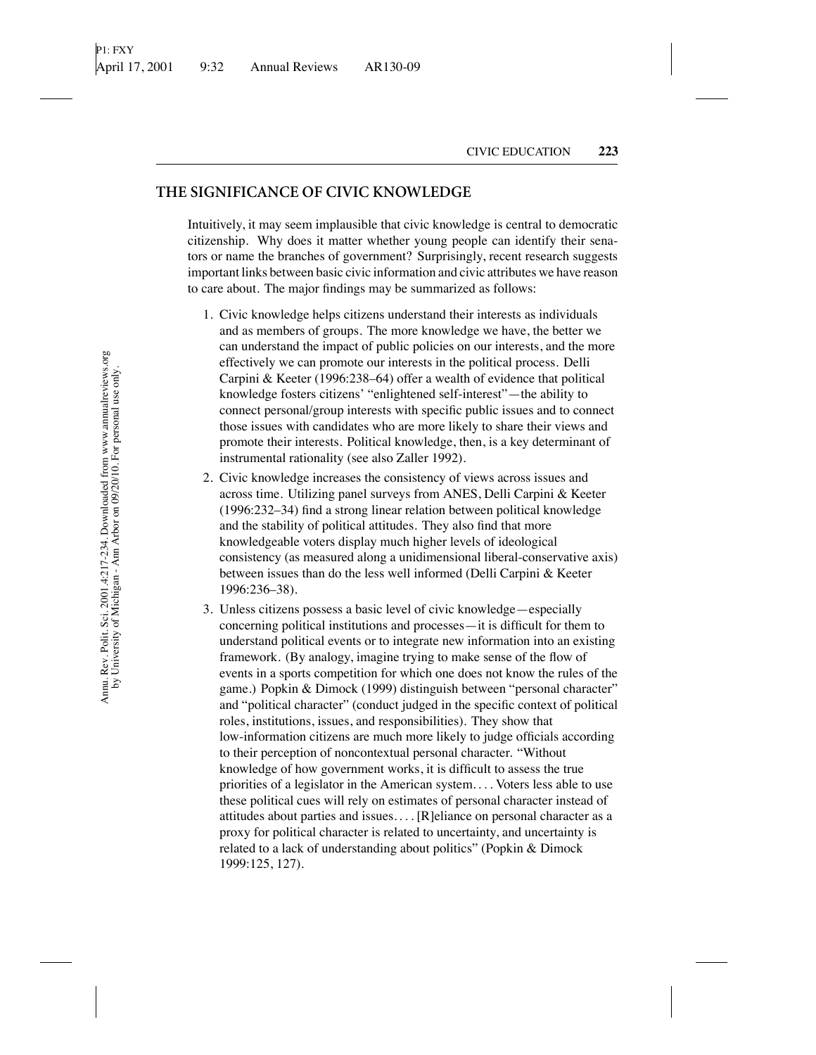## THE SIGNIFICANCE OF CIVIC KNOWLEDGE

Intuitively, it may seem implausible that civic knowledge is central to democratic citizenship. Why does it matter whether young people can identify their senators or name the branches of government? Surprisingly, recent research suggests important links between basic civic information and civic attributes we have reason to care about. The major findings may be summarized as follows:

1. Civic knowledge helps citizens understand their interests as individuals and as members of groups. The more knowledge we have, the better we can understand the impact of public policies on our interests, and the more effectively we can promote our interests in the political process. Delli Carpini & Keeter (1996:238–64) offer a wealth of evidence that political knowledge fosters citizens' "enlightened self-interest"—the ability to connect personal/group interests with specific public issues and to connect those issues with candidates who are more likely to share their views and promote their interests. Political knowledge, then, is a key determinant of instrumental rationality (see also Zaller 1992).
2. Civic knowledge increases the consistency of views across issues and across time. Utilizing panel surveys from ANES, Delli Carpini & Keeter (1996:232–34) find a strong linear relation between political knowledge and the stability of political attitudes. They also find that more knowledgeable voters display much higher levels of ideological consistency (as measured along a unidimensional liberal-conservative axis) between issues than do the less well informed (Delli Carpini & Keeter 1996:236–38).
3. Unless citizens possess a basic level of civic knowledge—especially concerning political institutions and processes—it is difficult for them to understand political events or to integrate new information into an existing framework. (By analogy, imagine trying to make sense of the flow of events in a sports competition for which one does not know the rules of the game.) Popkin & Dimock (1999) distinguish between "personal character" and "political character" (conduct judged in the specific context of political roles, institutions, issues, and responsibilities). They show that low-information citizens are much more likely to judge officials according to their perception of noncontextual personal character. "Without knowledge of how government works, it is difficult to assess the true priorities of a legislator in the American system.... Voters less able to use these political cues will rely on estimates of personal character instead of attitudes about parties and issues.... [R]eliance on personal character as a proxy for political character is related to uncertainty, and uncertainty is related to a lack of understanding about politics" (Popkin & Dimock 1999:125, 127).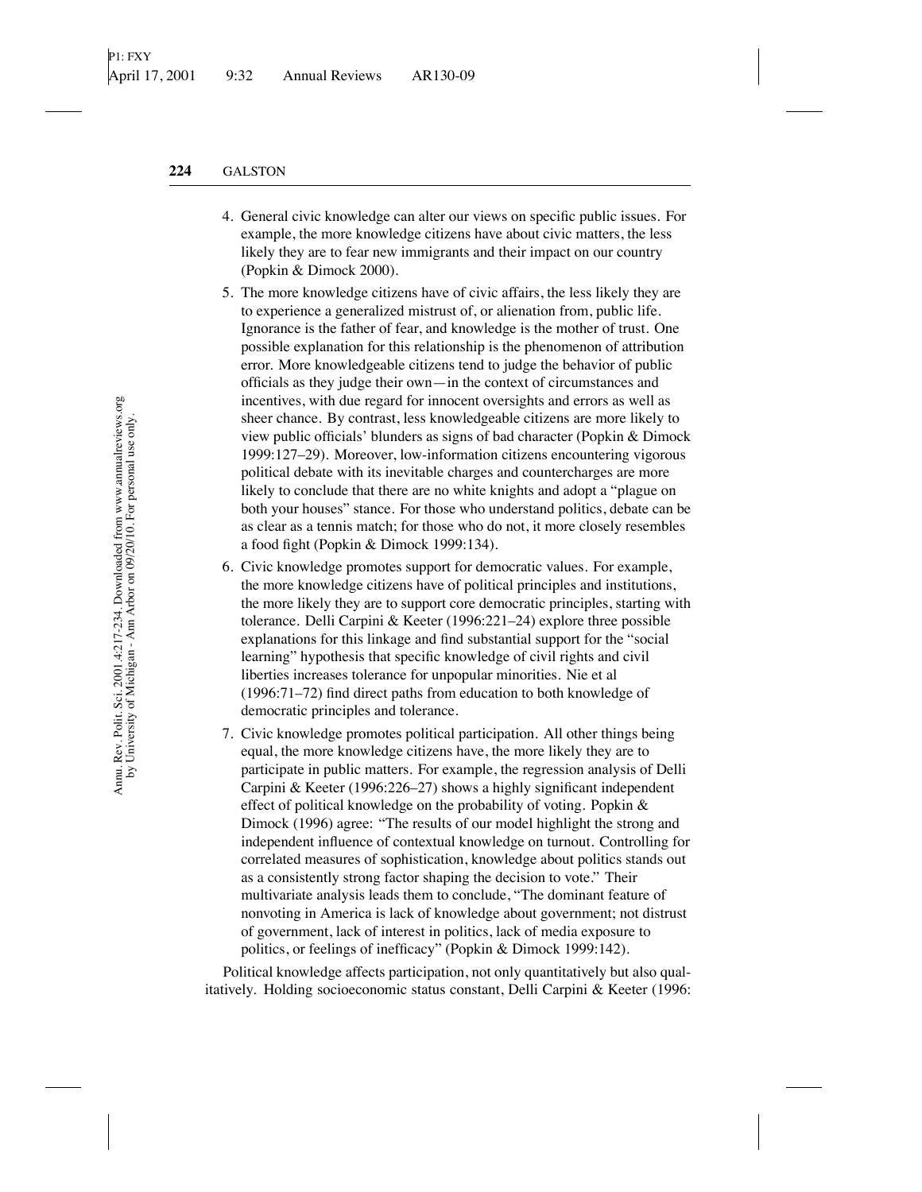4. General civic knowledge can alter our views on specific public issues. For example, the more knowledge citizens have about civic matters, the less likely they are to fear new immigrants and their impact on our country (Popkin & Dimock 2000).
5. The more knowledge citizens have of civic affairs, the less likely they are to experience a generalized mistrust of, or alienation from, public life. Ignorance is the father of fear, and knowledge is the mother of trust. One possible explanation for this relationship is the phenomenon of attribution error. More knowledgeable citizens tend to judge the behavior of public officials as they judge their own—in the context of circumstances and incentives, with due regard for innocent oversights and errors as well as sheer chance. By contrast, less knowledgeable citizens are more likely to view public officials' blunders as signs of bad character (Popkin & Dimock 1999:127–29). Moreover, low-information citizens encountering vigorous political debate with its inevitable charges and countercharges are more likely to conclude that there are no white knights and adopt a "plague on both your houses" stance. For those who understand politics, debate can be as clear as a tennis match; for those who do not, it more closely resembles a food fight (Popkin & Dimock 1999:134).
6. Civic knowledge promotes support for democratic values. For example, the more knowledge citizens have of political principles and institutions, the more likely they are to support core democratic principles, starting with tolerance. Delli Carpini & Keeter (1996:221–24) explore three possible explanations for this linkage and find substantial support for the "social learning" hypothesis that specific knowledge of civil rights and civil liberties increases tolerance for unpopular minorities. Nie et al (1996:71–72) find direct paths from education to both knowledge of democratic principles and tolerance.
7. Civic knowledge promotes political participation. All other things being equal, the more knowledge citizens have, the more likely they are to participate in public matters. For example, the regression analysis of Delli Carpini & Keeter (1996:226–27) shows a highly significant independent effect of political knowledge on the probability of voting. Popkin & Dimock (1996) agree: "The results of our model highlight the strong and independent influence of contextual knowledge on turnout. Controlling for correlated measures of sophistication, knowledge about politics stands out as a consistently strong factor shaping the decision to vote." Their multivariate analysis leads them to conclude, "The dominant feature of nonvoting in America is lack of knowledge about government; not distrust of government, lack of interest in politics, lack of media exposure to politics, or feelings of inefficacy" (Popkin & Dimock 1999:142).

Political knowledge affects participation, not only quantitatively but also qualitatively. Holding socioeconomic status constant, Delli Carpini & Keeter (1996: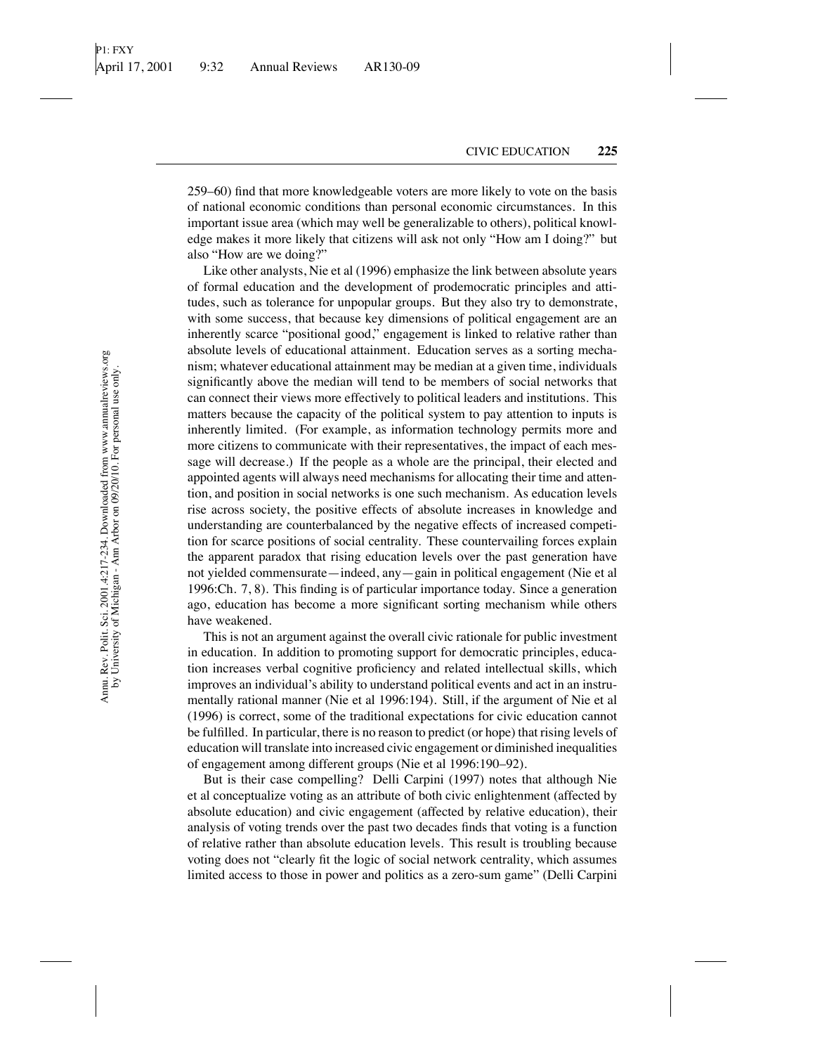259–60) find that more knowledgeable voters are more likely to vote on the basis of national economic conditions than personal economic circumstances. In this important issue area (which may well be generalizable to others), political knowledge makes it more likely that citizens will ask not only "How am I doing?" but also "How are we doing?"

Like other analysts, Nie et al (1996) emphasize the link between absolute years of formal education and the development of prodemocratic principles and attitudes, such as tolerance for unpopular groups. But they also try to demonstrate, with some success, that because key dimensions of political engagement are an inherently scarce "positional good," engagement is linked to relative rather than absolute levels of educational attainment. Education serves as a sorting mechanism; whatever educational attainment may be median at a given time, individuals significantly above the median will tend to be members of social networks that can connect their views more effectively to political leaders and institutions. This matters because the capacity of the political system to pay attention to inputs is inherently limited. (For example, as information technology permits more and more citizens to communicate with their representatives, the impact of each message will decrease.) If the people as a whole are the principal, their elected and appointed agents will always need mechanisms for allocating their time and attention, and position in social networks is one such mechanism. As education levels rise across society, the positive effects of absolute increases in knowledge and understanding are counterbalanced by the negative effects of increased competition for scarce positions of social centrality. These countervailing forces explain the apparent paradox that rising education levels over the past generation have not yielded commensurate—indeed, any—gain in political engagement (Nie et al 1996:Ch. 7, 8). This finding is of particular importance today. Since a generation ago, education has become a more significant sorting mechanism while others have weakened.

This is not an argument against the overall civic rationale for public investment in education. In addition to promoting support for democratic principles, education increases verbal cognitive proficiency and related intellectual skills, which improves an individual's ability to understand political events and act in an instrumentally rational manner (Nie et al 1996:194). Still, if the argument of Nie et al (1996) is correct, some of the traditional expectations for civic education cannot be fulfilled. In particular, there is no reason to predict (or hope) that rising levels of education will translate into increased civic engagement or diminished inequalities of engagement among different groups (Nie et al 1996:190–92).

But is their case compelling? Delli Carpini (1997) notes that although Nie et al conceptualize voting as an attribute of both civic enlightenment (affected by absolute education) and civic engagement (affected by relative education), their analysis of voting trends over the past two decades finds that voting is a function of relative rather than absolute education levels. This result is troubling because voting does not "clearly fit the logic of social network centrality, which assumes limited access to those in power and politics as a zero-sum game" (Delli Carpini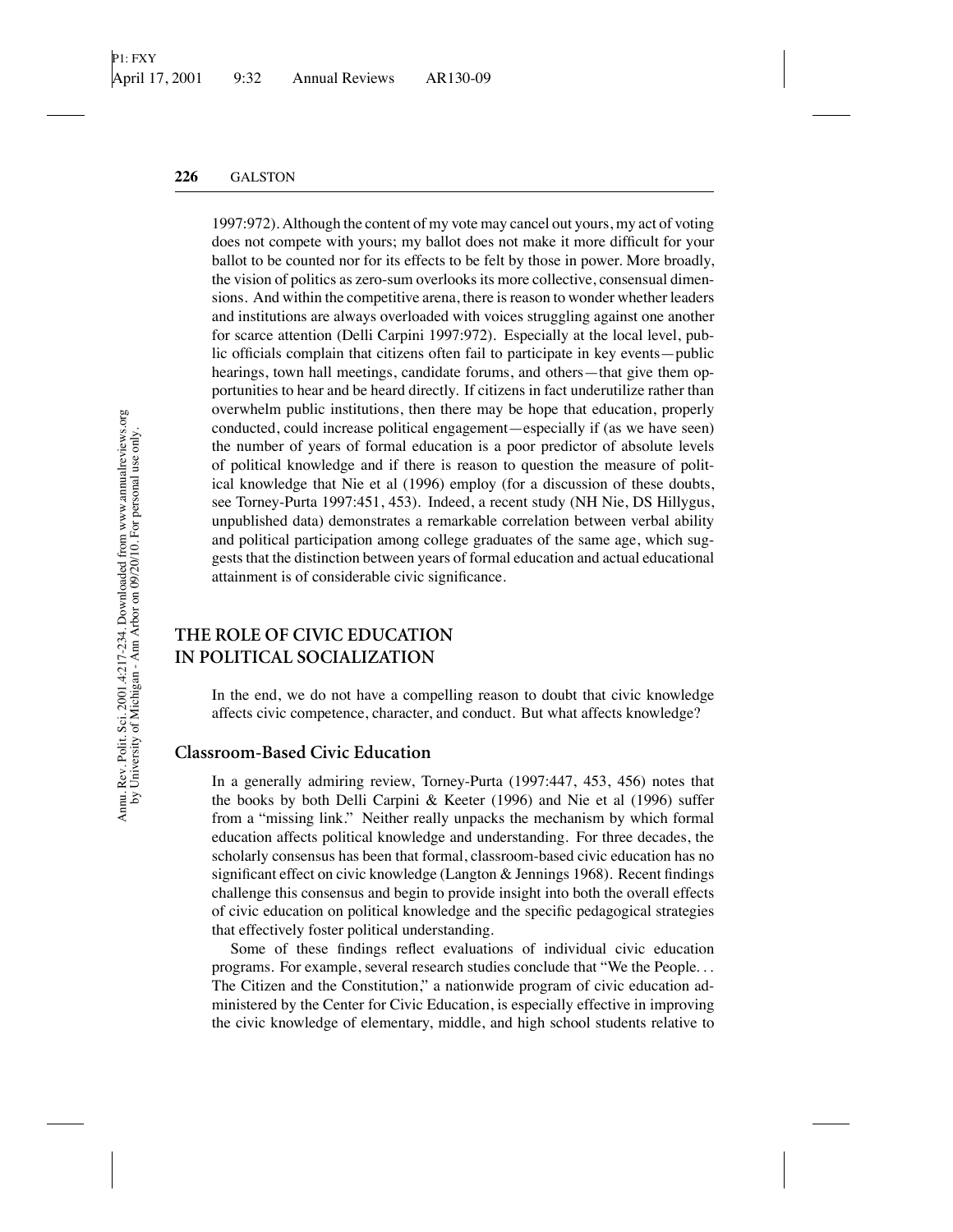1997:972). Although the content of my vote may cancel out yours, my act of voting does not compete with yours; my ballot does not make it more difficult for your ballot to be counted nor for its effects to be felt by those in power. More broadly, the vision of politics as zero-sum overlooks its more collective, consensual dimensions. And within the competitive arena, there is reason to wonder whether leaders and institutions are always overloaded with voices struggling against one another for scarce attention (Delli Carpini 1997:972). Especially at the local level, public officials complain that citizens often fail to participate in key events—public hearings, town hall meetings, candidate forums, and others—that give them opportunities to hear and be heard directly. If citizens in fact underutilize rather than overwhelm public institutions, then there may be hope that education, properly conducted, could increase political engagement—especially if (as we have seen) the number of years of formal education is a poor predictor of absolute levels of political knowledge and if there is reason to question the measure of political knowledge that Nie et al (1996) employ (for a discussion of these doubts, see Torney-Purta 1997:451, 453). Indeed, a recent study (NH Nie, DS Hillygus, unpublished data) demonstrates a remarkable correlation between verbal ability and political participation among college graduates of the same age, which suggests that the distinction between years of formal education and actual educational attainment is of considerable civic significance.

## THE ROLE OF CIVIC EDUCATION IN POLITICAL SOCIALIZATION

In the end, we do not have a compelling reason to doubt that civic knowledge affects civic competence, character, and conduct. But what affects knowledge?

### Classroom-Based Civic Education

In a generally admiring review, Torney-Purta (1997:447, 453, 456) notes that the books by both Delli Carpini & Keeter (1996) and Nie et al (1996) suffer from a "missing link." Neither really unpacks the mechanism by which formal education affects political knowledge and understanding. For three decades, the scholarly consensus has been that formal, classroom-based civic education has no significant effect on civic knowledge (Langton & Jennings 1968). Recent findings challenge this consensus and begin to provide insight into both the overall effects of civic education on political knowledge and the specific pedagogical strategies that effectively foster political understanding.

Some of these findings reflect evaluations of individual civic education programs. For example, several research studies conclude that "We the People... The Citizen and the Constitution," a nationwide program of civic education administered by the Center for Civic Education, is especially effective in improving the civic knowledge of elementary, middle, and high school students relative to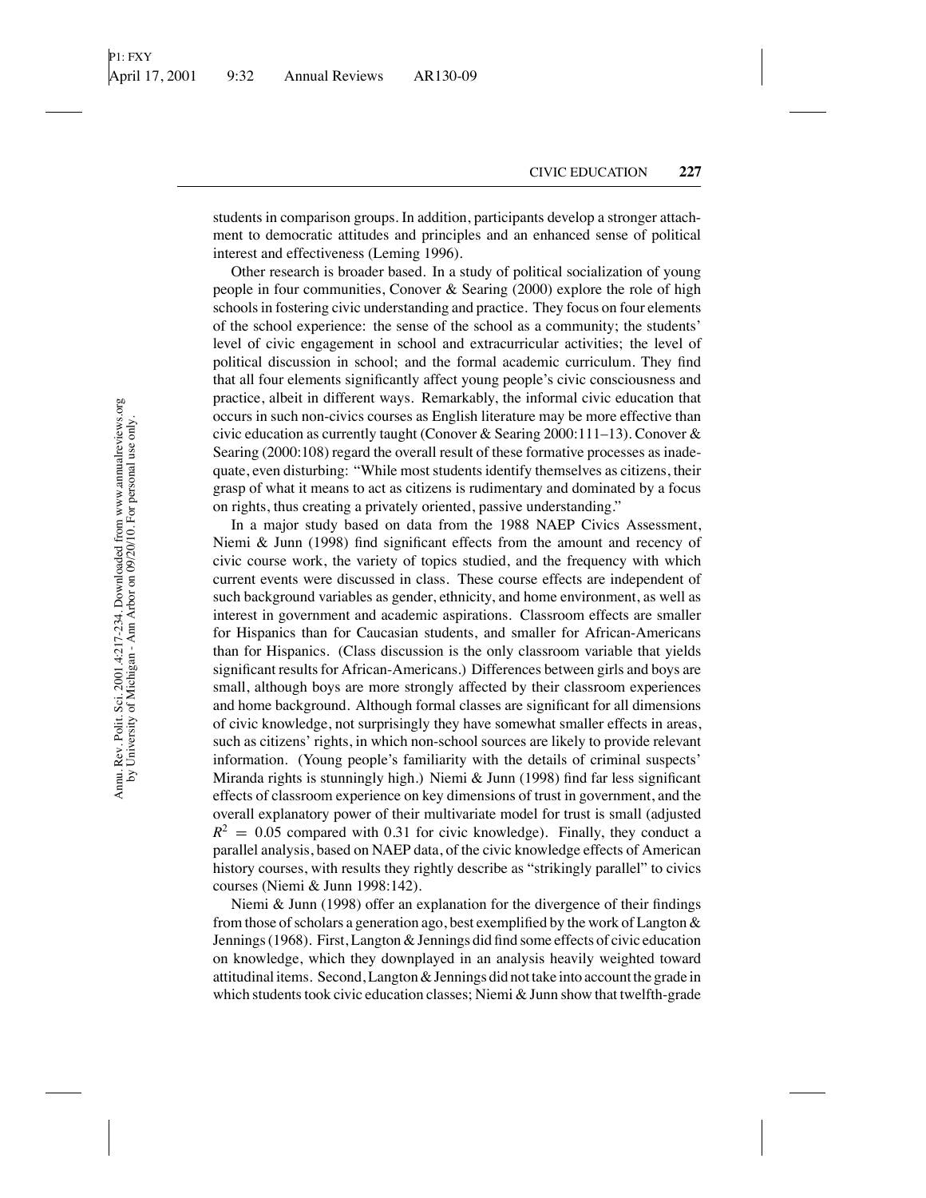students in comparison groups. In addition, participants develop a stronger attachment to democratic attitudes and principles and an enhanced sense of political interest and effectiveness (Leming 1996).

Other research is broader based. In a study of political socialization of young people in four communities, Conover & Searing (2000) explore the role of high schools in fostering civic understanding and practice. They focus on four elements of the school experience: the sense of the school as a community; the students' level of civic engagement in school and extracurricular activities; the level of political discussion in school; and the formal academic curriculum. They find that all four elements significantly affect young people's civic consciousness and practice, albeit in different ways. Remarkably, the informal civic education that occurs in such non-civics courses as English literature may be more effective than civic education as currently taught (Conover & Searing 2000:111–13). Conover & Searing (2000:108) regard the overall result of these formative processes as inadequate, even disturbing: "While most students identify themselves as citizens, their grasp of what it means to act as citizens is rudimentary and dominated by a focus on rights, thus creating a privately oriented, passive understanding."

In a major study based on data from the 1988 NAEP Civics Assessment, Niemi & Junn (1998) find significant effects from the amount and recency of civic course work, the variety of topics studied, and the frequency with which current events were discussed in class. These course effects are independent of such background variables as gender, ethnicity, and home environment, as well as interest in government and academic aspirations. Classroom effects are smaller for Hispanics than for Caucasian students, and smaller for African-Americans than for Hispanics. (Class discussion is the only classroom variable that yields significant results for African-Americans.) Differences between girls and boys are small, although boys are more strongly affected by their classroom experiences and home background. Although formal classes are significant for all dimensions of civic knowledge, not surprisingly they have somewhat smaller effects in areas, such as citizens' rights, in which non-school sources are likely to provide relevant information. (Young people's familiarity with the details of criminal suspects' Miranda rights is stunningly high.) Niemi & Junn (1998) find far less significant effects of classroom experience on key dimensions of trust in government, and the overall explanatory power of their multivariate model for trust is small (adjusted $R^2 = 0.05$ compared with 0.31 for civic knowledge). Finally, they conduct a parallel analysis, based on NAEP data, of the civic knowledge effects of American history courses, with results they rightly describe as "strikingly parallel" to civics courses (Niemi & Junn 1998:142).

Niemi & Junn (1998) offer an explanation for the divergence of their findings from those of scholars a generation ago, best exemplified by the work of Langton & Jennings (1968). First, Langton & Jennings did find some effects of civic education on knowledge, which they downplayed in an analysis heavily weighted toward attitudinal items. Second, Langton & Jennings did not take into account the grade in which students took civic education classes; Niemi & Junn show that twelfth-grade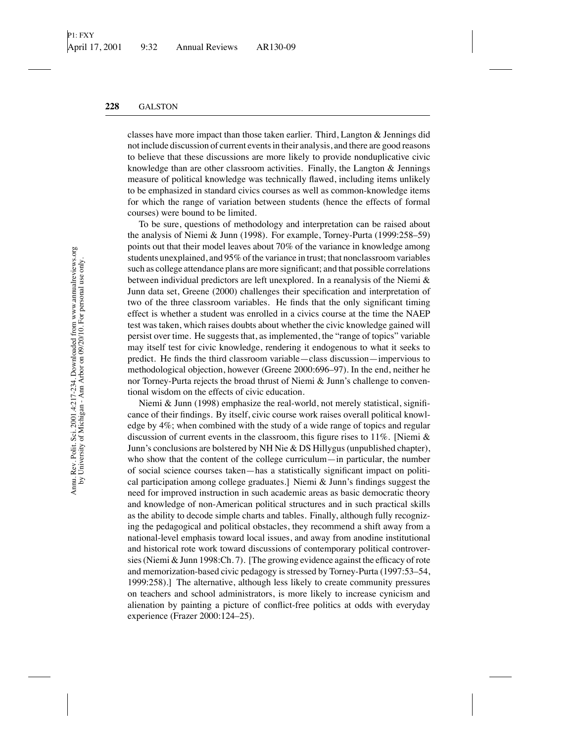classes have more impact than those taken earlier. Third, Langton & Jennings did not include discussion of current events in their analysis, and there are good reasons to believe that these discussions are more likely to provide nonduplicative civic knowledge than are other classroom activities. Finally, the Langton & Jennings measure of political knowledge was technically flawed, including items unlikely to be emphasized in standard civics courses as well as common-knowledge items for which the range of variation between students (hence the effects of formal courses) were bound to be limited.

To be sure, questions of methodology and interpretation can be raised about the analysis of Niemi & Junn (1998). For example, Torney-Purta (1999:258–59) points out that their model leaves about 70% of the variance in knowledge among students unexplained, and 95% of the variance in trust; that nonclassroom variables such as college attendance plans are more significant; and that possible correlations between individual predictors are left unexplored. In a reanalysis of the Niemi & Junn data set, Greene (2000) challenges their specification and interpretation of two of the three classroom variables. He finds that the only significant timing effect is whether a student was enrolled in a civics course at the time the NAEP test was taken, which raises doubts about whether the civic knowledge gained will persist over time. He suggests that, as implemented, the "range of topics" variable may itself test for civic knowledge, rendering it endogenous to what it seeks to predict. He finds the third classroom variable—class discussion—impervious to methodological objection, however (Greene 2000:696–97). In the end, neither he nor Torney-Purta rejects the broad thrust of Niemi & Junn's challenge to conventional wisdom on the effects of civic education.

Niemi & Junn (1998) emphasize the real-world, not merely statistical, significance of their findings. By itself, civic course work raises overall political knowledge by 4%; when combined with the study of a wide range of topics and regular discussion of current events in the classroom, this figure rises to 11%. [Niemi & Junn's conclusions are bolstered by NH Nie & DS Hillygus (unpublished chapter), who show that the content of the college curriculum—in particular, the number of social science courses taken—has a statistically significant impact on political participation among college graduates.] Niemi & Junn's findings suggest the need for improved instruction in such academic areas as basic democratic theory and knowledge of non-American political structures and in such practical skills as the ability to decode simple charts and tables. Finally, although fully recognizing the pedagogical and political obstacles, they recommend a shift away from a national-level emphasis toward local issues, and away from anodine institutional and historical rote work toward discussions of contemporary political controversies (Niemi & Junn 1998:Ch. 7). [The growing evidence against the efficacy of rote and memorization-based civic pedagogy is stressed by Torney-Purta (1997:53–54, 1999:258).] The alternative, although less likely to create community pressures on teachers and school administrators, is more likely to increase cynicism and alienation by painting a picture of conflict-free politics at odds with everyday experience (Frazer 2000:124–25).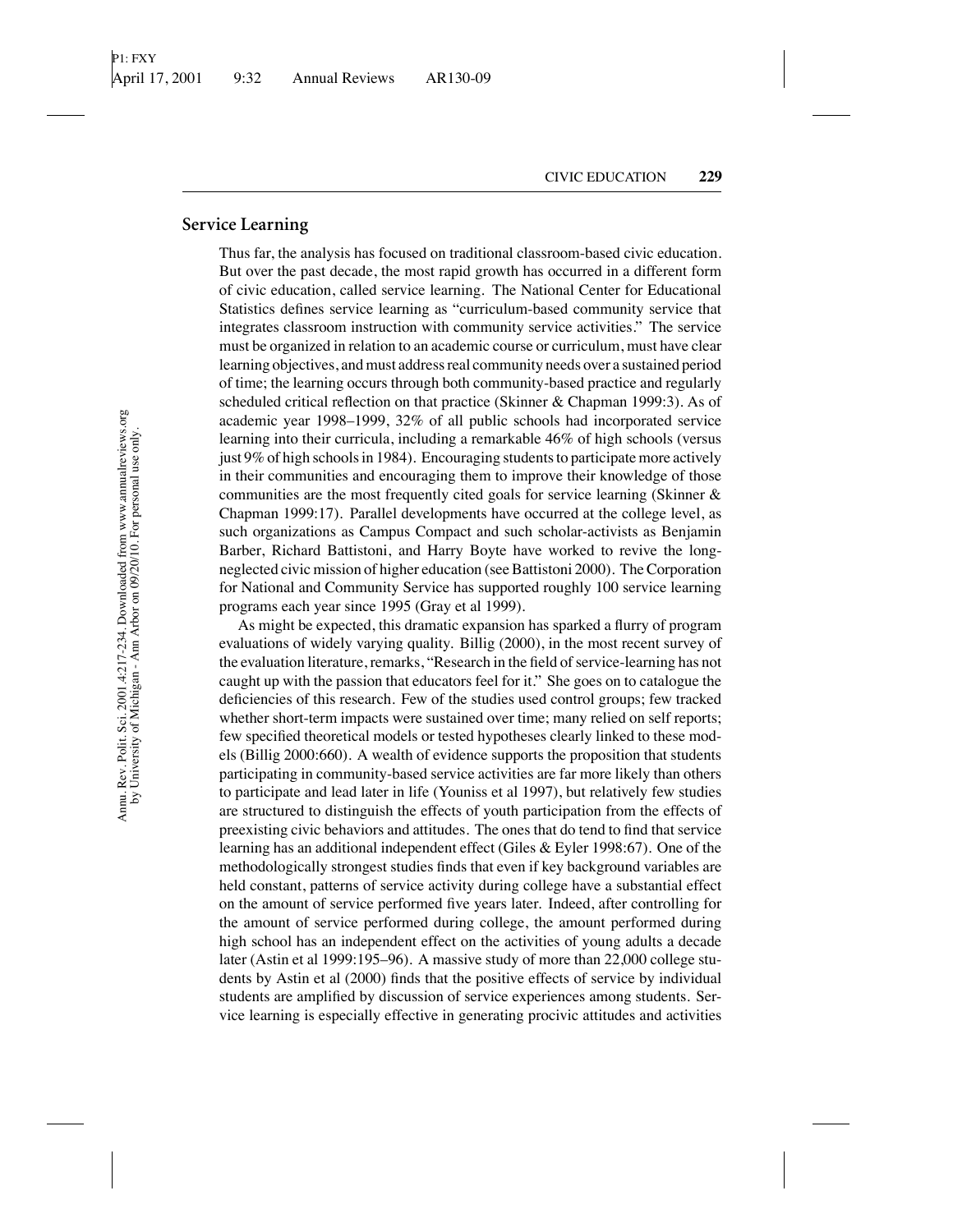## Service Learning

Thus far, the analysis has focused on traditional classroom-based civic education. But over the past decade, the most rapid growth has occurred in a different form of civic education, called service learning. The National Center for Educational Statistics defines service learning as "curriculum-based community service that integrates classroom instruction with community service activities." The service must be organized in relation to an academic course or curriculum, must have clear learning objectives, and must address real community needs over a sustained period of time; the learning occurs through both community-based practice and regularly scheduled critical reflection on that practice (Skinner & Chapman 1999:3). As of academic year 1998–1999, 32% of all public schools had incorporated service learning into their curricula, including a remarkable 46% of high schools (versus just 9% of high schools in 1984). Encouraging students to participate more actively in their communities and encouraging them to improve their knowledge of those communities are the most frequently cited goals for service learning (Skinner & Chapman 1999:17). Parallel developments have occurred at the college level, as such organizations as Campus Compact and such scholar-activists as Benjamin Barber, Richard Battistoni, and Harry Boyte have worked to revive the long-neglected civic mission of higher education (see Battistoni 2000). The Corporation for National and Community Service has supported roughly 100 service learning programs each year since 1995 (Gray et al 1999).

As might be expected, this dramatic expansion has sparked a flurry of program evaluations of widely varying quality. Billig (2000), in the most recent survey of the evaluation literature, remarks, "Research in the field of service-learning has not caught up with the passion that educators feel for it." She goes on to catalogue the deficiencies of this research. Few of the studies used control groups; few tracked whether short-term impacts were sustained over time; many relied on self reports; few specified theoretical models or tested hypotheses clearly linked to these models (Billig 2000:660). A wealth of evidence supports the proposition that students participating in community-based service activities are far more likely than others to participate and lead later in life (Youniss et al 1997), but relatively few studies are structured to distinguish the effects of youth participation from the effects of preexisting civic behaviors and attitudes. The ones that do tend to find that service learning has an additional independent effect (Giles & Eyler 1998:67). One of the methodologically strongest studies finds that even if key background variables are held constant, patterns of service activity during college have a substantial effect on the amount of service performed five years later. Indeed, after controlling for the amount of service performed during college, the amount performed during high school has an independent effect on the activities of young adults a decade later (Astin et al 1999:195–96). A massive study of more than 22,000 college students by Astin et al (2000) finds that the positive effects of service by individual students are amplified by discussion of service experiences among students. Service learning is especially effective in generating procivic attitudes and activities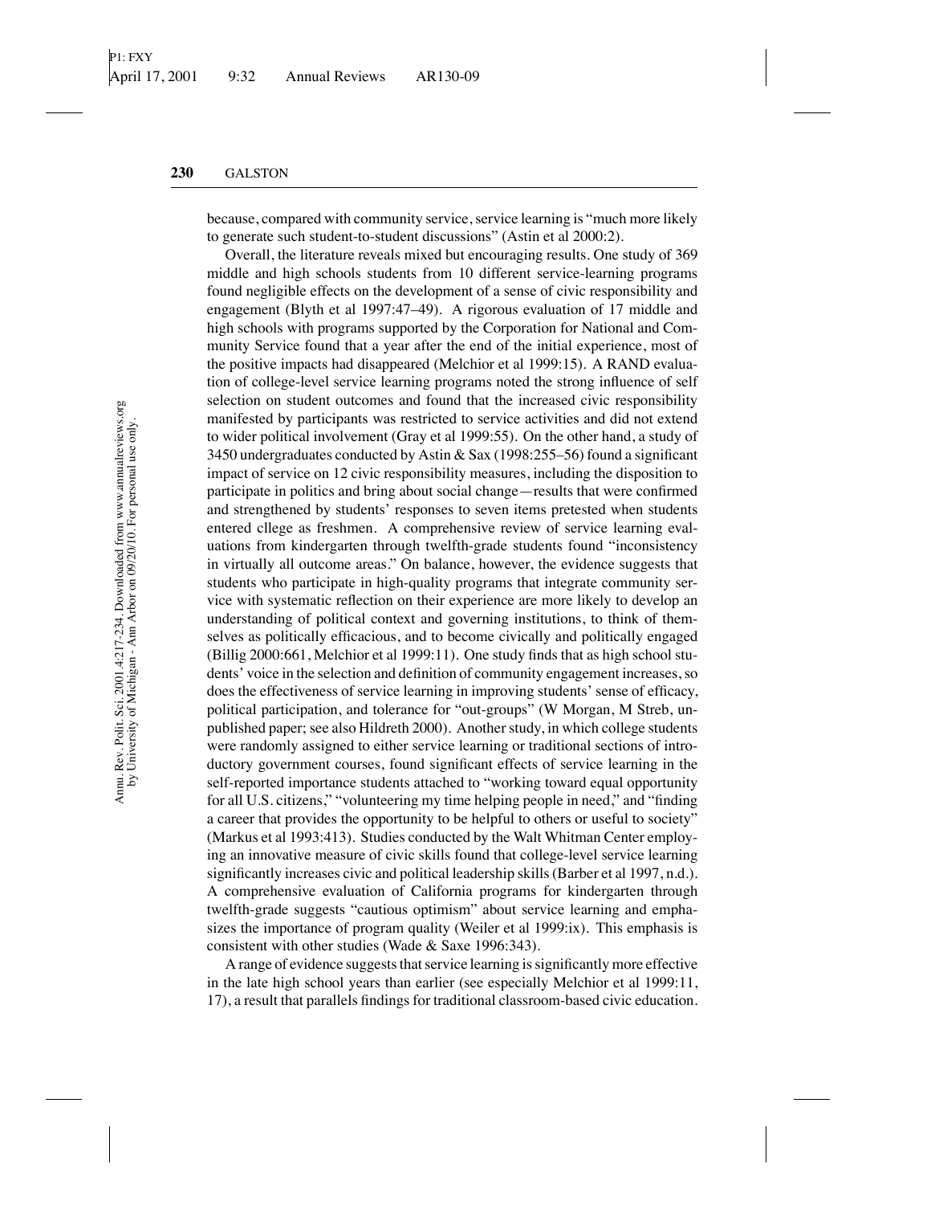because, compared with community service, service learning is "much more likely to generate such student-to-student discussions" (Astin et al 2000:2).

Overall, the literature reveals mixed but encouraging results. One study of 369 middle and high schools students from 10 different service-learning programs found negligible effects on the development of a sense of civic responsibility and engagement (Blyth et al 1997:47–49). A rigorous evaluation of 17 middle and high schools with programs supported by the Corporation for National and Community Service found that a year after the end of the initial experience, most of the positive impacts had disappeared (Melchior et al 1999:15). A RAND evaluation of college-level service learning programs noted the strong influence of self selection on student outcomes and found that the increased civic responsibility manifested by participants was restricted to service activities and did not extend to wider political involvement (Gray et al 1999:55). On the other hand, a study of 3450 undergraduates conducted by Astin & Sax (1998:255–56) found a significant impact of service on 12 civic responsibility measures, including the disposition to participate in politics and bring about social change—results that were confirmed and strengthened by students' responses to seven items pretested when students entered cllege as freshmen. A comprehensive review of service learning evaluations from kindergarten through twelfth-grade students found "inconsistency in virtually all outcome areas." On balance, however, the evidence suggests that students who participate in high-quality programs that integrate community service with systematic reflection on their experience are more likely to develop an understanding of political context and governing institutions, to think of themselves as politically efficacious, and to become civically and politically engaged (Billig 2000:661, Melchior et al 1999:11). One study finds that as high school students' voice in the selection and definition of community engagement increases, so does the effectiveness of service learning in improving students' sense of efficacy, political participation, and tolerance for "out-groups" (W Morgan, M Streb, unpublished paper; see also Hildreth 2000). Another study, in which college students were randomly assigned to either service learning or traditional sections of introductory government courses, found significant effects of service learning in the self-reported importance students attached to "working toward equal opportunity for all U.S. citizens," "volunteering my time helping people in need," and "finding a career that provides the opportunity to be helpful to others or useful to society" (Markus et al 1993:413). Studies conducted by the Walt Whitman Center employing an innovative measure of civic skills found that college-level service learning significantly increases civic and political leadership skills (Barber et al 1997, n.d.). A comprehensive evaluation of California programs for kindergarten through twelfth-grade suggests "cautious optimism" about service learning and emphasizes the importance of program quality (Weiler et al 1999:ix). This emphasis is consistent with other studies (Wade & Saxe 1996:343).

A range of evidence suggests that service learning is significantly more effective in the late high school years than earlier (see especially Melchior et al 1999:11, 17), a result that parallels findings for traditional classroom-based civic education.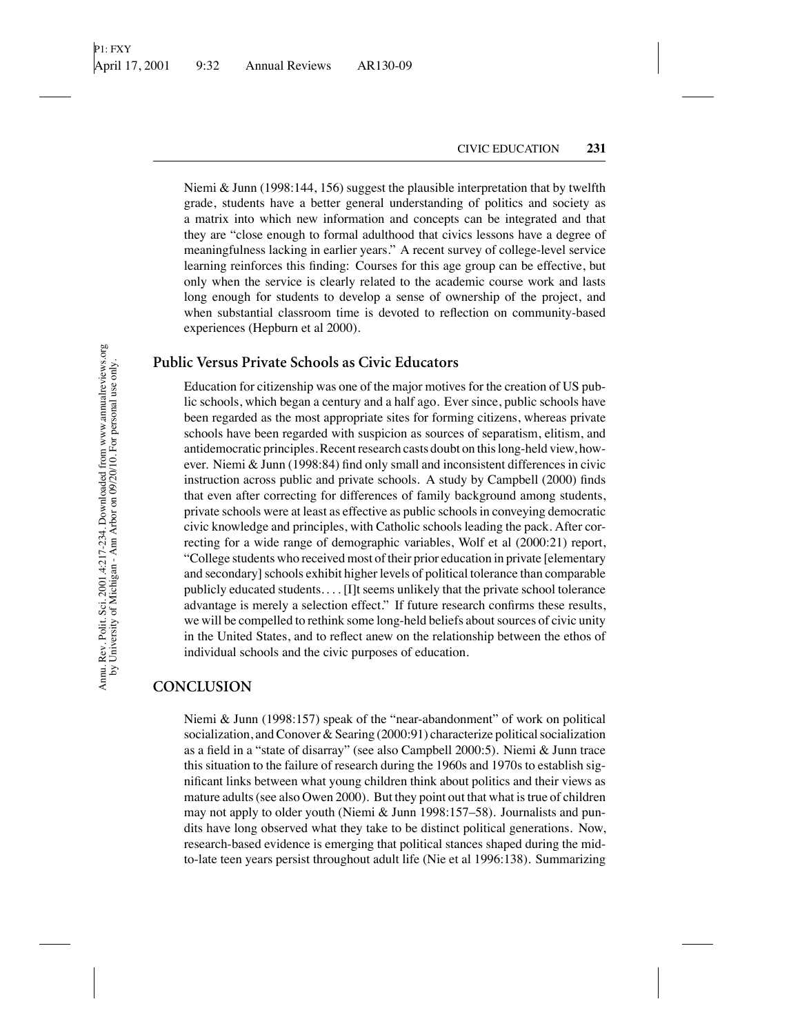Niemi & Junn (1998:144, 156) suggest the plausible interpretation that by twelfth grade, students have a better general understanding of politics and society as a matrix into which new information and concepts can be integrated and that they are "close enough to formal adulthood that civics lessons have a degree of meaningfulness lacking in earlier years." A recent survey of college-level service learning reinforces this finding: Courses for this age group can be effective, but only when the service is clearly related to the academic course work and lasts long enough for students to develop a sense of ownership of the project, and when substantial classroom time is devoted to reflection on community-based experiences (Hepburn et al 2000).

## Public Versus Private Schools as Civic Educators

Education for citizenship was one of the major motives for the creation of US public schools, which began a century and a half ago. Ever since, public schools have been regarded as the most appropriate sites for forming citizens, whereas private schools have been regarded with suspicion as sources of separatism, elitism, and antidemocratic principles. Recent research casts doubt on this long-held view, however. Niemi & Junn (1998:84) find only small and inconsistent differences in civic instruction across public and private schools. A study by Campbell (2000) finds that even after correcting for differences of family background among students, private schools were at least as effective as public schools in conveying democratic civic knowledge and principles, with Catholic schools leading the pack. After correcting for a wide range of demographic variables, Wolf et al (2000:21) report, "College students who received most of their prior education in private [elementary and secondary] schools exhibit higher levels of political tolerance than comparable publicly educated students.... [I]t seems unlikely that the private school tolerance advantage is merely a selection effect." If future research confirms these results, we will be compelled to rethink some long-held beliefs about sources of civic unity in the United States, and to reflect anew on the relationship between the ethos of individual schools and the civic purposes of education.

# CONCLUSION

Niemi & Junn (1998:157) speak of the "near-abandonment" of work on political socialization, and Conover & Searing (2000:91) characterize political socialization as a field in a "state of disarray" (see also Campbell 2000:5). Niemi & Junn trace this situation to the failure of research during the 1960s and 1970s to establish significant links between what young children think about politics and their views as mature adults (see also Owen 2000). But they point out that what is true of children may not apply to older youth (Niemi & Junn 1998:157–58). Journalists and pundits have long observed what they take to be distinct political generations. Now, research-based evidence is emerging that political stances shaped during the mid-to-late teen years persist throughout adult life (Nie et al 1996:138). Summarizing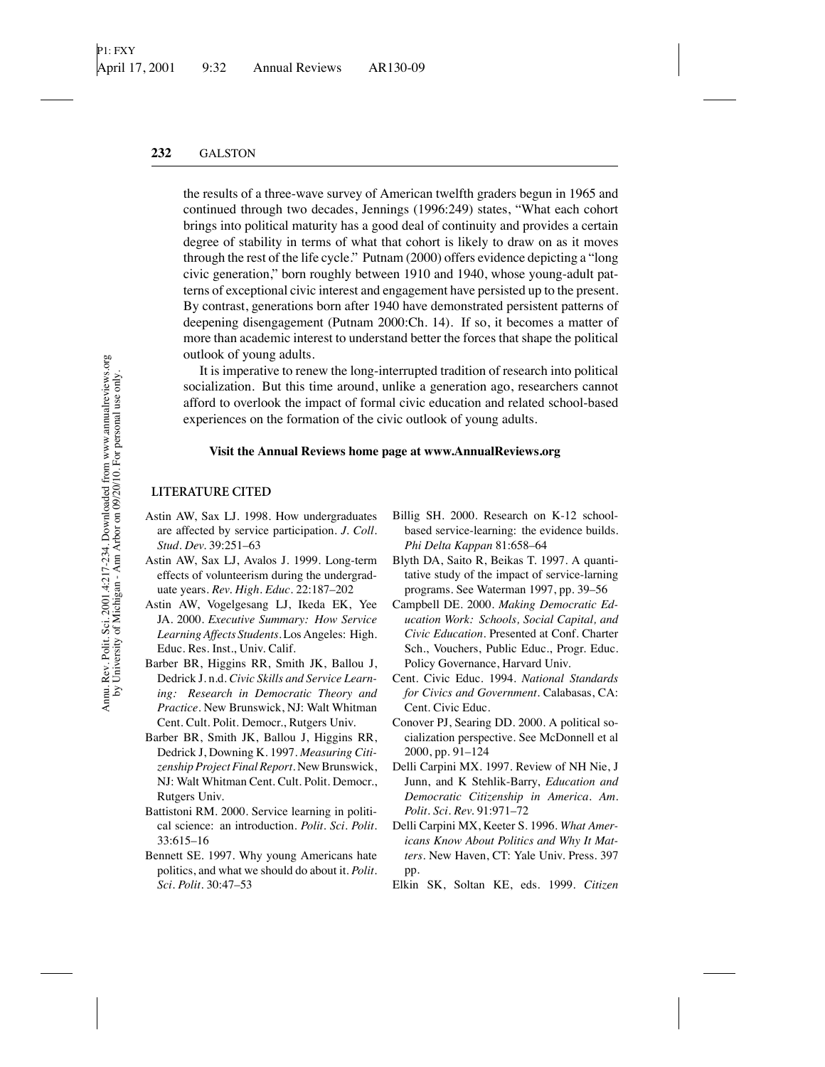the results of a three-wave survey of American twelfth graders begun in 1965 and continued through two decades, Jennings (1996:249) states, "What each cohort brings into political maturity has a good deal of continuity and provides a certain degree of stability in terms of what that cohort is likely to draw on as it moves through the rest of the life cycle." Putnam (2000) offers evidence depicting a "long civic generation," born roughly between 1910 and 1940, whose young-adult patterns of exceptional civic interest and engagement have persisted up to the present. By contrast, generations born after 1940 have demonstrated persistent patterns of deepening disengagement (Putnam 2000:Ch. 14). If so, it becomes a matter of more than academic interest to understand better the forces that shape the political outlook of young adults.

It is imperative to renew the long-interrupted tradition of research into political socialization. But this time around, unlike a generation ago, researchers cannot afford to overlook the impact of formal civic education and related school-based experiences on the formation of the civic outlook of young adults.

**Visit the Annual Reviews home page at www.AnnualReviews.org**

## LITERATURE CITED

Astin AW, Sax LJ. 1998. How undergraduates are affected by service participation. *J. Coll. Stud. Dev.* 39:251–63

Astin AW, Sax LJ, Avalos J. 1999. Long-term effects of volunteerism during the undergraduate years. *Rev. High. Educ.* 22:187–202

Astin AW, Vogelgesang LJ, Ikeda EK, Yee JA. 2000. *Executive Summary: How Service Learning Affects Students.* Los Angeles: High. Educ. Res. Inst., Univ. Calif.

Barber BR, Higgins RR, Smith JK, Ballou J, Dedrick J. n.d. *Civic Skills and Service Learning: Research in Democratic Theory and Practice.* New Brunswick, NJ: Walt Whitman Cent. Cult. Polit. Democr., Rutgers Univ.

Barber BR, Smith JK, Ballou J, Higgins RR, Dedrick J, Downing K. 1997. *Measuring Citizenship Project Final Report.* New Brunswick, NJ: Walt Whitman Cent. Cult. Polit. Democr., Rutgers Univ.

Battistoni RM. 2000. Service learning in political science: an introduction. *Polit. Sci. Polit.* 33:615–16

Bennett SE. 1997. Why young Americans hate politics, and what we should do about it. *Polit. Sci. Polit.* 30:47–53

Billig SH. 2000. Research on K-12 school-based service-learning: the evidence builds. *Phi Delta Kappan* 81:658–64

Blyth DA, Saito R, Beikas T. 1997. A quantitative study of the impact of service-larning programs. See Waterman 1997, pp. 39–56

Campbell DE. 2000. *Making Democratic Education Work: Schools, Social Capital, and Civic Education.* Presented at Conf. Charter Sch., Vouchers, Public Educ., Progr. Educ. Policy Governance, Harvard Univ.

Cent. Civic Educ. 1994. *National Standards for Civics and Government.* Calabasas, CA: Cent. Civic Educ.

Conover PJ, Searing DD. 2000. A political socialization perspective. See McDonnell et al 2000, pp. 91–124

Delli Carpini MX. 1997. Review of NH Nie, J Junn, and K Stehlik-Barry, *Education and Democratic Citizenship in America. Am. Polit. Sci. Rev.* 91:971–72

Delli Carpini MX, Keeter S. 1996. *What Americans Know About Politics and Why It Matters.* New Haven, CT: Yale Univ. Press. 397 pp.

Elkin SK, Soltan KE, eds. 1999. *Citizen*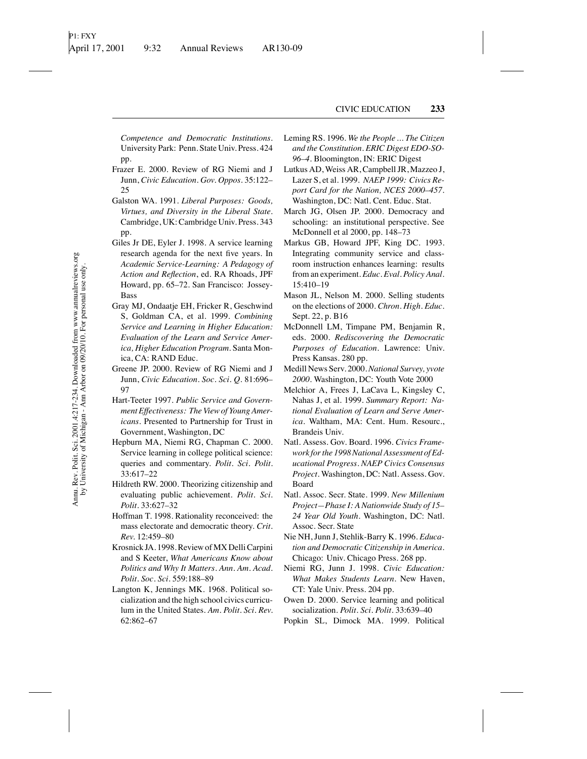*Competence and Democratic Institutions*. University Park: Penn. State Univ. Press. 424 pp.

Frazer E. 2000. Review of RG Niemi and J Junn, *Civic Education*. *Gov. Oppos.* 35:122–25

Galston WA. 1991. *Liberal Purposes: Goods, Virtues, and Diversity in the Liberal State*. Cambridge, UK: Cambridge Univ. Press. 343 pp.

Giles Jr DE, Eyler J. 1998. A service learning research agenda for the next five years. In *Academic Service-Learning: A Pedagogy of Action and Reflection*, ed. RA Rhoads, JPF Howard, pp. 65–72. San Francisco: Jossey-Bass

Gray MJ, Ondaatje EH, Fricker R, Geschwind S, Goldman CA, et al. 1999. *Combining Service and Learning in Higher Education: Evaluation of the Learn and Service America, Higher Education Program*. Santa Monica, CA: RAND Educ.

Greene JP. 2000. Review of RG Niemi and J Junn, *Civic Education*. *Soc. Sci. Q.* 81:696–97

Hart-Teeter 1997. *Public Service and Government Effectiveness: The View of Young Americans*. Presented to Partnership for Trust in Government, Washington, DC

Hepburn MA, Niemi RG, Chapman C. 2000. Service learning in college political science: queries and commentary. *Polit. Sci. Polit.* 33:617–22

Hildreth RW. 2000. Theorizing citizenship and evaluating public achievement. *Polit. Sci. Polit.* 33:627–32

Hoffman T. 1998. Rationality reconceived: the mass electorate and democratic theory. *Crit. Rev.* 12:459–80

Krosnick JA. 1998. Review of MX Delli Carpini and S Keeter, *What Americans Know about Politics and Why It Matters*. *Ann. Am. Acad. Polit. Soc. Sci.* 559:188–89

Langton K, Jennings MK. 1968. Political socialization and the high school civics curriculum in the United States. *Am. Polit. Sci. Rev.* 62:862–67

Leming RS. 1996. *We the People ... The Citizen and the Constitution. ERIC Digest EDO-SO-96–4*. Bloomington, IN: ERIC Digest

Lutkus AD, Weiss AR, Campbell JR, Mazzeo J, Lazer S, et al. 1999. *NAEP 1999: Civics Report Card for the Nation, NCES 2000–457*. Washington, DC: Natl. Cent. Educ. Stat.

March JG, Olsen JP. 2000. Democracy and schooling: an institutional perspective. See McDonnell et al 2000, pp. 148–73

Markus GB, Howard JPF, King DC. 1993. Integrating community service and classroom instruction enhances learning: results from an experiment. *Educ. Eval. Policy Anal.* 15:410–19

Mason JL, Nelson M. 2000. Selling students on the elections of 2000. *Chron. High. Educ.* Sept. 22, p. B16

McDonnell LM, Timpane PM, Benjamin R, eds. 2000. *Rediscovering the Democratic Purposes of Education*. Lawrence: Univ. Press Kansas. 280 pp.

Medill News Serv. 2000. *National Survey, yvote 2000*. Washington, DC: Youth Vote 2000

Melchior A, Frees J, LaCava L, Kingsley C, Nahas J, et al. 1999. *Summary Report: National Evaluation of Learn and Serve America*. Waltham, MA: Cent. Hum. Resourc., Brandeis Univ.

Natl. Assess. Gov. Board. 1996. *Civics Framework for the 1998 National Assessment of Educational Progress. NAEP Civics Consensus Project*. Washington, DC: Natl. Assess. Gov. Board

Natl. Assoc. Secr. State. 1999. *New Millenium Project—Phase I: A Nationwide Study of 15–24 Year Old Youth*. Washington, DC: Natl. Assoc. Secr. State

Nie NH, Junn J, Stehlik-Barry K. 1996. *Education and Democratic Citizenship in America*. Chicago: Univ. Chicago Press. 268 pp.

Niemi RG, Junn J. 1998. *Civic Education: What Makes Students Learn*. New Haven, CT: Yale Univ. Press. 204 pp.

Owen D. 2000. Service learning and political socialization. *Polit. Sci. Polit.* 33:639–40

Popkin SL, Dimock MA. 1999. Political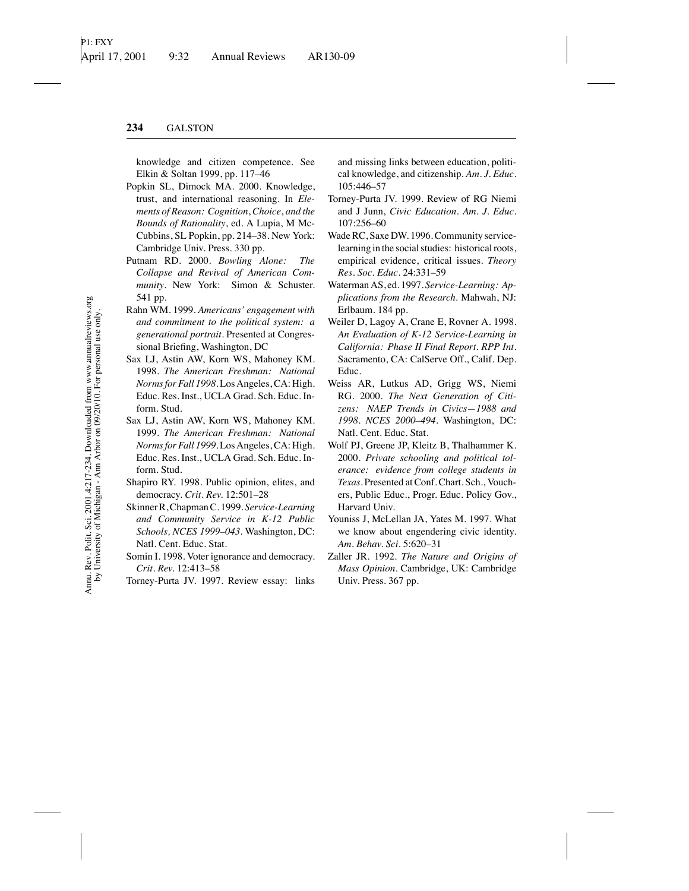knowledge and citizen competence. See Elkin & Soltan 1999, pp. 117–46

Popkin SL, Dimock MA. 2000. Knowledge, trust, and international reasoning. In *Elements of Reason: Cognition, Choice, and the Bounds of Rationality*, ed. A Lupia, M McCubbins, SL Popkin, pp. 214–38. New York: Cambridge Univ. Press. 330 pp.

Putnam RD. 2000. *Bowling Alone: The Collapse and Revival of American Community*. New York: Simon & Schuster. 541 pp.

Rahn WM. 1999. *Americans' engagement with and commitment to the political system: a generational portrait*. Presented at Congressional Briefing, Washington, DC

Sax LJ, Astin AW, Korn WS, Mahoney KM. 1998. *The American Freshman: National Norms for Fall 1998*. Los Angeles, CA: High. Educ. Res. Inst., UCLA Grad. Sch. Educ. Inform. Stud.

Sax LJ, Astin AW, Korn WS, Mahoney KM. 1999. *The American Freshman: National Norms for Fall 1999*. Los Angeles, CA: High. Educ. Res. Inst., UCLA Grad. Sch. Educ. Inform. Stud.

Shapiro RY. 1998. Public opinion, elites, and democracy. *Crit. Rev.* 12:501–28

Skinner R, Chapman C. 1999. *Service-Learning and Community Service in K-12 Public Schools, NCES 1999–043*. Washington, DC: Natl. Cent. Educ. Stat.

Somin I. 1998. Voter ignorance and democracy. *Crit. Rev.* 12:413–58

Torney-Purta JV. 1997. Review essay: links and missing links between education, political knowledge, and citizenship. *Am. J. Educ.* 105:446–57

Torney-Purta JV. 1999. Review of RG Niemi and J Junn, *Civic Education*. *Am. J. Educ.* 107:256–60

Wade RC, Saxe DW. 1996. Community service-learning in the social studies: historical roots, empirical evidence, critical issues. *Theory Res. Soc. Educ.* 24:331–59

Waterman AS, ed. 1997. *Service-Learning: Applications from the Research*. Mahwah, NJ: Erlbaum. 184 pp.

Weiler D, Lagoy A, Crane E, Rovner A. 1998. *An Evaluation of K-12 Service-Learning in California: Phase II Final Report. RPP Int.* Sacramento, CA: CalServe Off., Calif. Dep. Educ.

Weiss AR, Lutkus AD, Grigg WS, Niemi RG. 2000. *The Next Generation of Citizens: NAEP Trends in Civics—1988 and 1998. NCES 2000–494*. Washington, DC: Natl. Cent. Educ. Stat.

Wolf PJ, Greene JP, Kleitz B, Thalhammer K. 2000. *Private schooling and political tolerance: evidence from college students in Texas*. Presented at Conf. Chart. Sch., Vouchers, Public Educ., Progr. Educ. Policy Gov., Harvard Univ.

Youniss J, McLellan JA, Yates M. 1997. What we know about engendering civic identity. *Am. Behav. Sci.* 5:620–31

Zaller JR. 1992. *The Nature and Origins of Mass Opinion*. Cambridge, UK: Cambridge Univ. Press. 367 pp.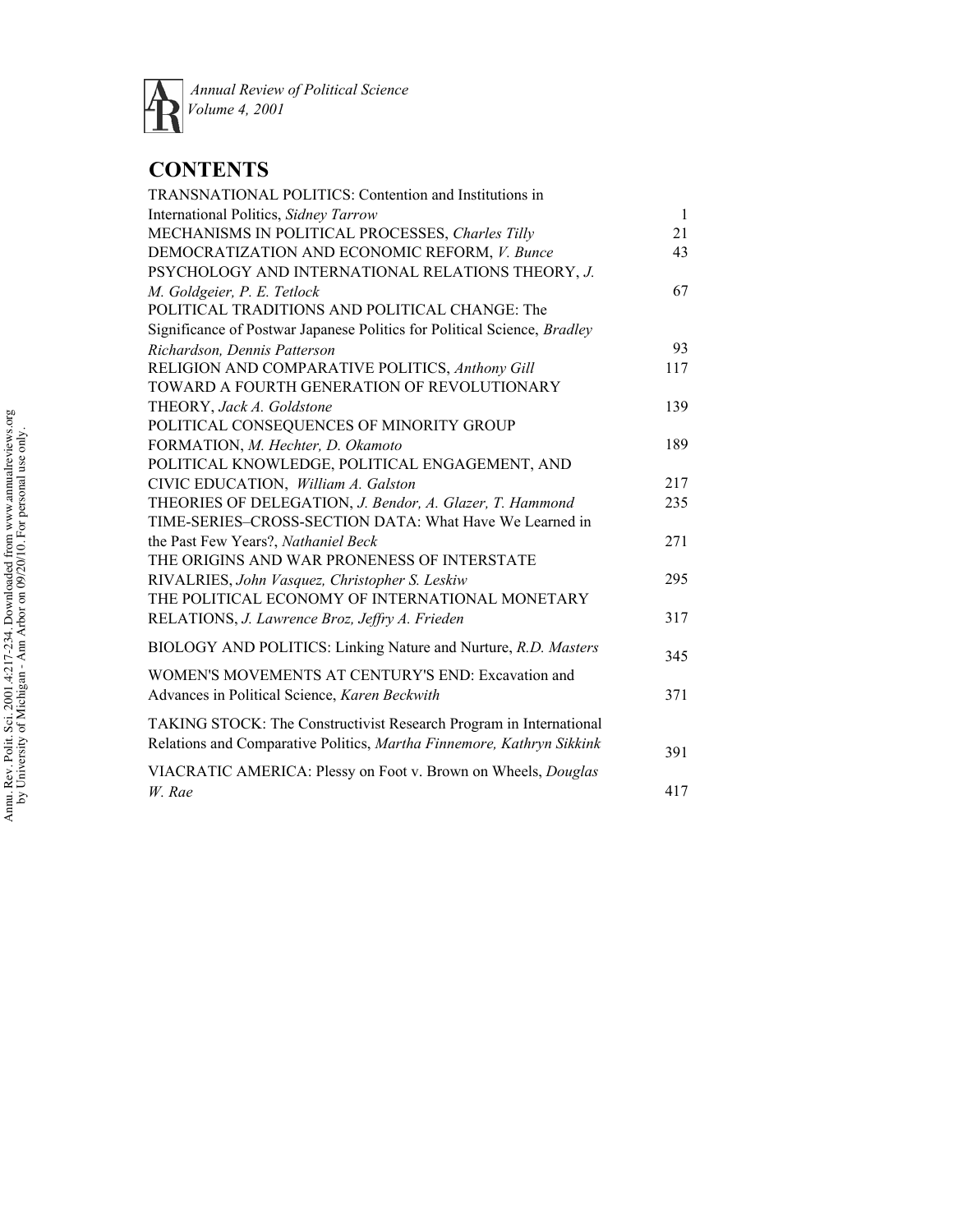*Annual Review of Political Science*
*Volume 4, 2001*

# CONTENTS

| | |
|---|---|
| TRANSNATIONAL POLITICS: Contention and Institutions in International Politics, *Sidney Tarrow* | 1 |
| MECHANISMS IN POLITICAL PROCESSES, *Charles Tilly* | 21 |
| DEMOCRATIZATION AND ECONOMIC REFORM, *V. Bunce* | 43 |
| PSYCHOLOGY AND INTERNATIONAL RELATIONS THEORY, *J. M. Goldgeier, P. E. Tetlock* | 67 |
| POLITICAL TRADITIONS AND POLITICAL CHANGE: The Significance of Postwar Japanese Politics for Political Science, *Bradley Richardson, Dennis Patterson* | 93 |
| RELIGION AND COMPARATIVE POLITICS, *Anthony Gill* | 117 |
| TOWARD A FOURTH GENERATION OF REVOLUTIONARY THEORY, *Jack A. Goldstone* | 139 |
| POLITICAL CONSEQUENCES OF MINORITY GROUP FORMATION, *M. Hechter, D. Okamoto* | 189 |
| POLITICAL KNOWLEDGE, POLITICAL ENGAGEMENT, AND CIVIC EDUCATION, *William A. Galston* | 217 |
| THEORIES OF DELEGATION, *J. Bendor, A. Glazer, T. Hammond* | 235 |
| TIME-SERIES–CROSS-SECTION DATA: What Have We Learned in the Past Few Years?, *Nathaniel Beck* | 271 |
| THE ORIGINS AND WAR PRONENESS OF INTERSTATE RIVALRIES, *John Vasquez, Christopher S. Leskiw* | 295 |
| THE POLITICAL ECONOMY OF INTERNATIONAL MONETARY RELATIONS, *J. Lawrence Broz, Jeffry A. Frieden* | 317 |
| BIOLOGY AND POLITICS: Linking Nature and Nurture, *R.D. Masters* | 345 |
| WOMEN'S MOVEMENTS AT CENTURY'S END: Excavation and Advances in Political Science, *Karen Beckwith* | 371 |
| TAKING STOCK: The Constructivist Research Program in International Relations and Comparative Politics, *Martha Finnemore, Kathryn Sikkink* | 391 |
| VIACRATIC AMERICA: Plessy on Foot v. Brown on Wheels, *Douglas W. Rae* | 417 |